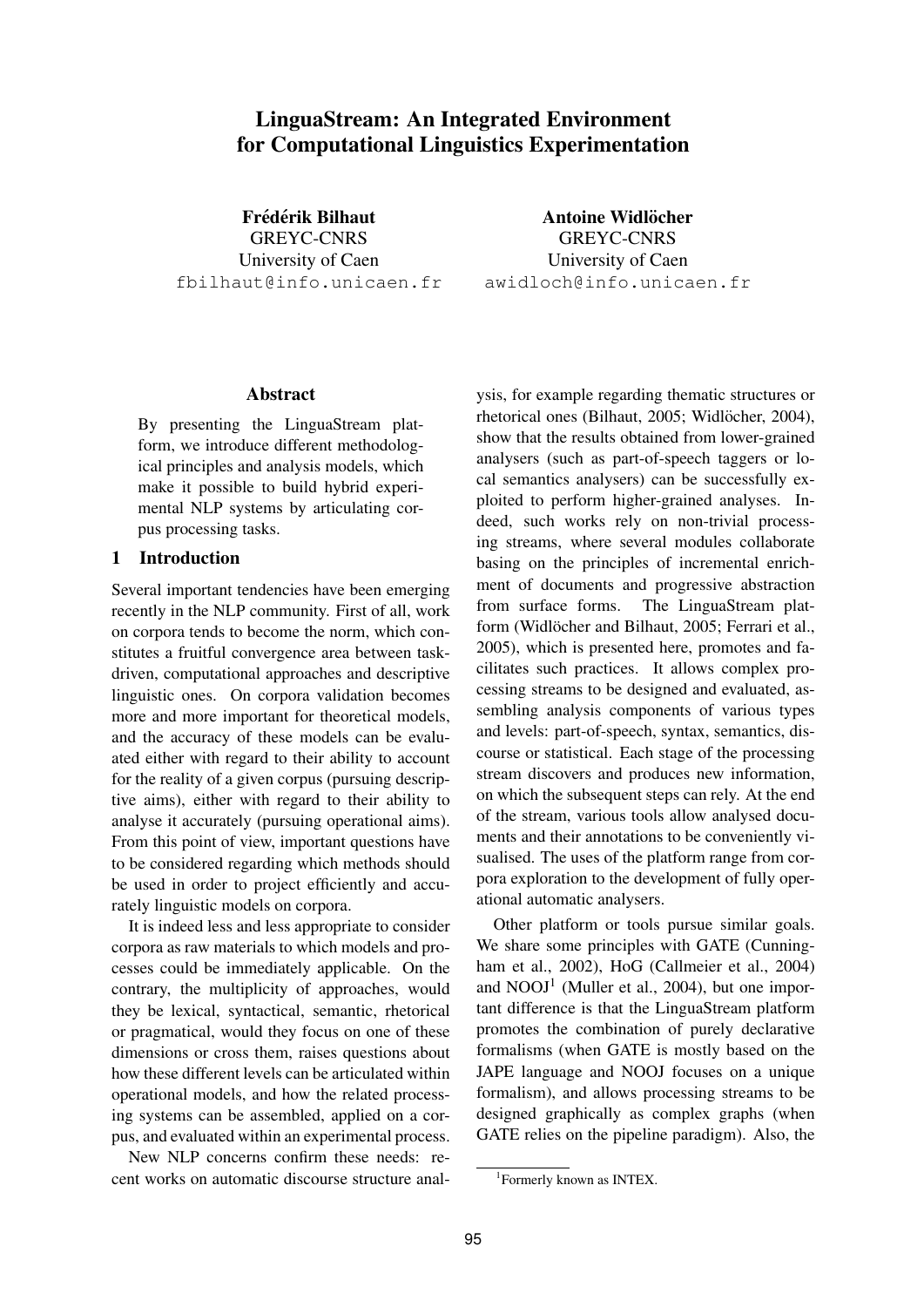# LinguaStream: An Integrated Environment for Computational Linguistics Experimentation

**Frédérik Bilhaut**
GREYC-CNRS
University of Caen
fbilhaut@info.unicaen.fr

**Antoine Widlöcher**
GREYC-CNRS
University of Caen
awidloch@info.unicaen.fr

## Abstract

By presenting the LinguaStream platform, we introduce different methodological principles and analysis models, which make it possible to build hybrid experimental NLP systems by articulating corpus processing tasks.

## 1 Introduction

Several important tendencies have been emerging recently in the NLP community. First of all, work on corpora tends to become the norm, which constitutes a fruitful convergence area between task-driven, computational approaches and descriptive linguistic ones. On corpora validation becomes more and more important for theoretical models, and the accuracy of these models can be evaluated either with regard to their ability to account for the reality of a given corpus (pursuing descriptive aims), either with regard to their ability to analyse it accurately (pursuing operational aims). From this point of view, important questions have to be considered regarding which methods should be used in order to project efficiently and accurately linguistic models on corpora.

It is indeed less and less appropriate to consider corpora as raw materials to which models and processes could be immediately applicable. On the contrary, the multiplicity of approaches, would they be lexical, syntactical, semantic, rhetorical or pragmatical, would they focus on one of these dimensions or cross them, raises questions about how these different levels can be articulated within operational models, and how the related processing systems can be assembled, applied on a corpus, and evaluated within an experimental process.

New NLP concerns confirm these needs: recent works on automatic discourse structure analysis, for example regarding thematic structures or rhetorical ones (Bilhaut, 2005; Widlöcher, 2004), show that the results obtained from lower-grained analysers (such as part-of-speech taggers or local semantics analysers) can be successfully exploited to perform higher-grained analyses. Indeed, such works rely on non-trivial processing streams, where several modules collaborate basing on the principles of incremental enrichment of documents and progressive abstraction from surface forms. The LinguaStream platform (Widlöcher and Bilhaut, 2005; Ferrari et al., 2005), which is presented here, promotes and facilitates such practices. It allows complex processing streams to be designed and evaluated, assembling analysis components of various types and levels: part-of-speech, syntax, semantics, discourse or statistical. Each stage of the processing stream discovers and produces new information, on which the subsequent steps can rely. At the end of the stream, various tools allow analysed documents and their annotations to be conveniently visualised. The uses of the platform range from corpora exploration to the development of fully operational automatic analysers.

Other platform or tools pursue similar goals. We share some principles with GATE (Cunningham et al., 2002), HoG (Callmeier et al., 2004) and NOOJ[1] (Muller et al., 2004), but one important difference is that the LinguaStream platform promotes the combination of purely declarative formalisms (when GATE is mostly based on the JAPE language and NOOJ focuses on a unique formalism), and allows processing streams to be designed graphically as complex graphs (when GATE relies on the pipeline paradigm). Also, the

[1] Formerly known as INTEX.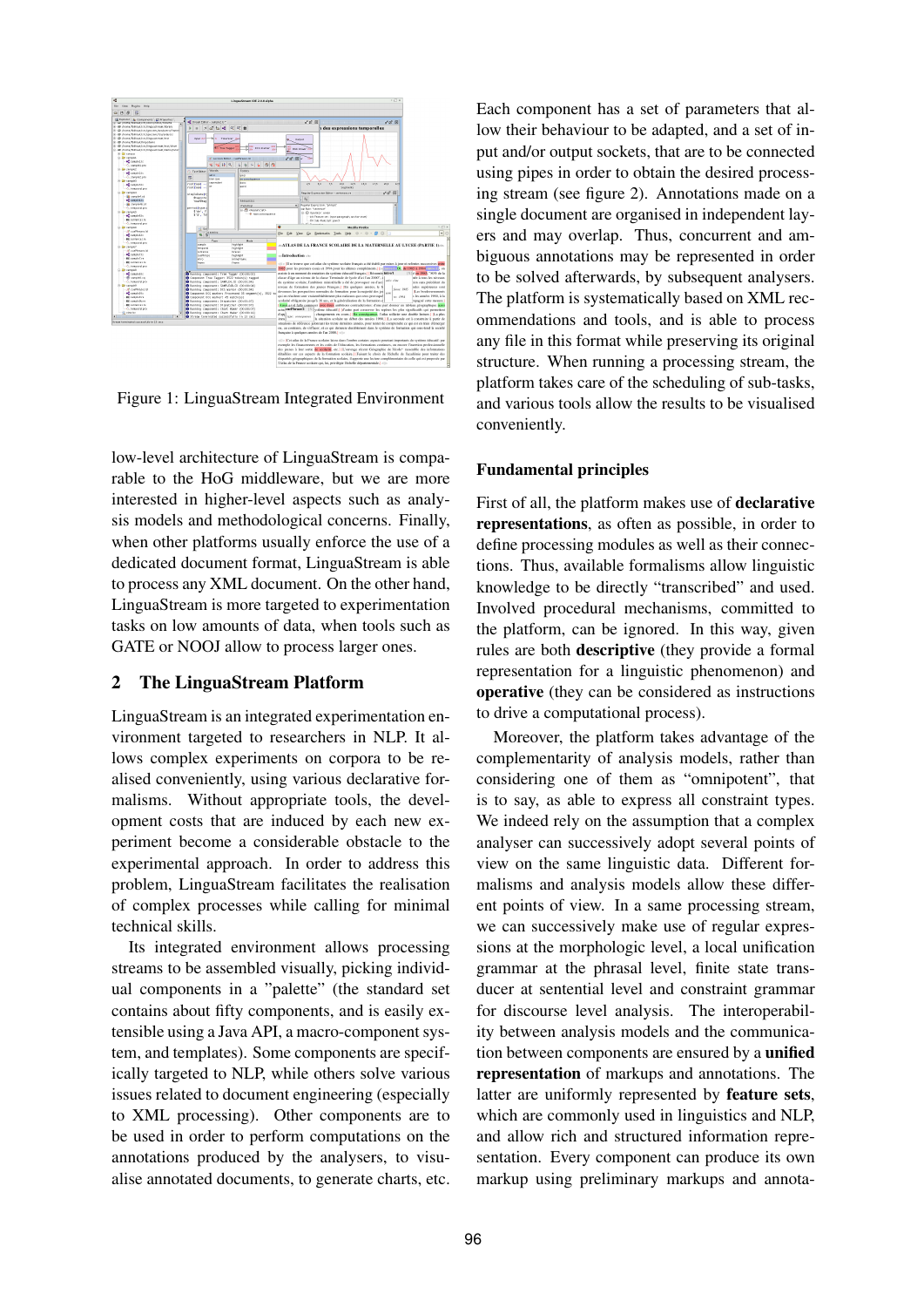Figure 1: LinguaStream Integrated Environment

low-level architecture of LinguaStream is comparable to the HoG middleware, but we are more interested in higher-level aspects such as analysis models and methodological concerns. Finally, when other platforms usually enforce the use of a dedicated document format, LinguaStream is able to process any XML document. On the other hand, LinguaStream is more targeted to experimentation tasks on low amounts of data, when tools such as GATE or NOOJ allow to process larger ones.

## 2 The LinguaStream Platform

LinguaStream is an integrated experimentation environment targeted to researchers in NLP. It allows complex experiments on corpora to be realised conveniently, using various declarative formalisms. Without appropriate tools, the development costs that are induced by each new experiment become a considerable obstacle to the experimental approach. In order to address this problem, LinguaStream facilitates the realisation of complex processes while calling for minimal technical skills.

Its integrated environment allows processing streams to be assembled visually, picking individual components in a "palette" (the standard set contains about fifty components, and is easily extensible using a Java API, a macro-component system, and templates). Some components are specifically targeted to NLP, while others solve various issues related to document engineering (especially to XML processing). Other components are to be used in order to perform computations on the annotations produced by the analysers, to visualise annotated documents, to generate charts, etc.

Each component has a set of parameters that allow their behaviour to be adapted, and a set of input and/or output sockets, that are to be connected using pipes in order to obtain the desired processing stream (see figure 2). Annotations made on a single document are organised in independent layers and may overlap. Thus, concurrent and ambiguous annotations may be represented in order to be solved afterwards, by subsequent analysers. The platform is systematically based on XML recommendations and tools, and is able to process any file in this format while preserving its original structure. When running a processing stream, the platform takes care of the scheduling of sub-tasks, and various tools allow the results to be visualised conveniently.

### Fundamental principles

First of all, the platform makes use of **declarative representations**, as often as possible, in order to define processing modules as well as their connections. Thus, available formalisms allow linguistic knowledge to be directly "transcribed" and used. Involved procedural mechanisms, committed to the platform, can be ignored. In this way, given rules are both **descriptive** (they provide a formal representation for a linguistic phenomenon) and **operative** (they can be considered as instructions to drive a computational process).

Moreover, the platform takes advantage of the complementarity of analysis models, rather than considering one of them as "omnipotent", that is to say, as able to express all constraint types. We indeed rely on the assumption that a complex analyser can successively adopt several points of view on the same linguistic data. Different formalisms and analysis models allow these different points of view. In a same processing stream, we can successively make use of regular expressions at the morphologic level, a local unification grammar at the phrasal level, finite state transducer at sentential level and constraint grammar for discourse level analysis. The interoperability between analysis models and the communication between components are ensured by a **unified representation** of markups and annotations. The latter are uniformly represented by **feature sets**, which are commonly used in linguistics and NLP, and allow rich and structured information representation. Every component can produce its own markup using preliminary markups and annota-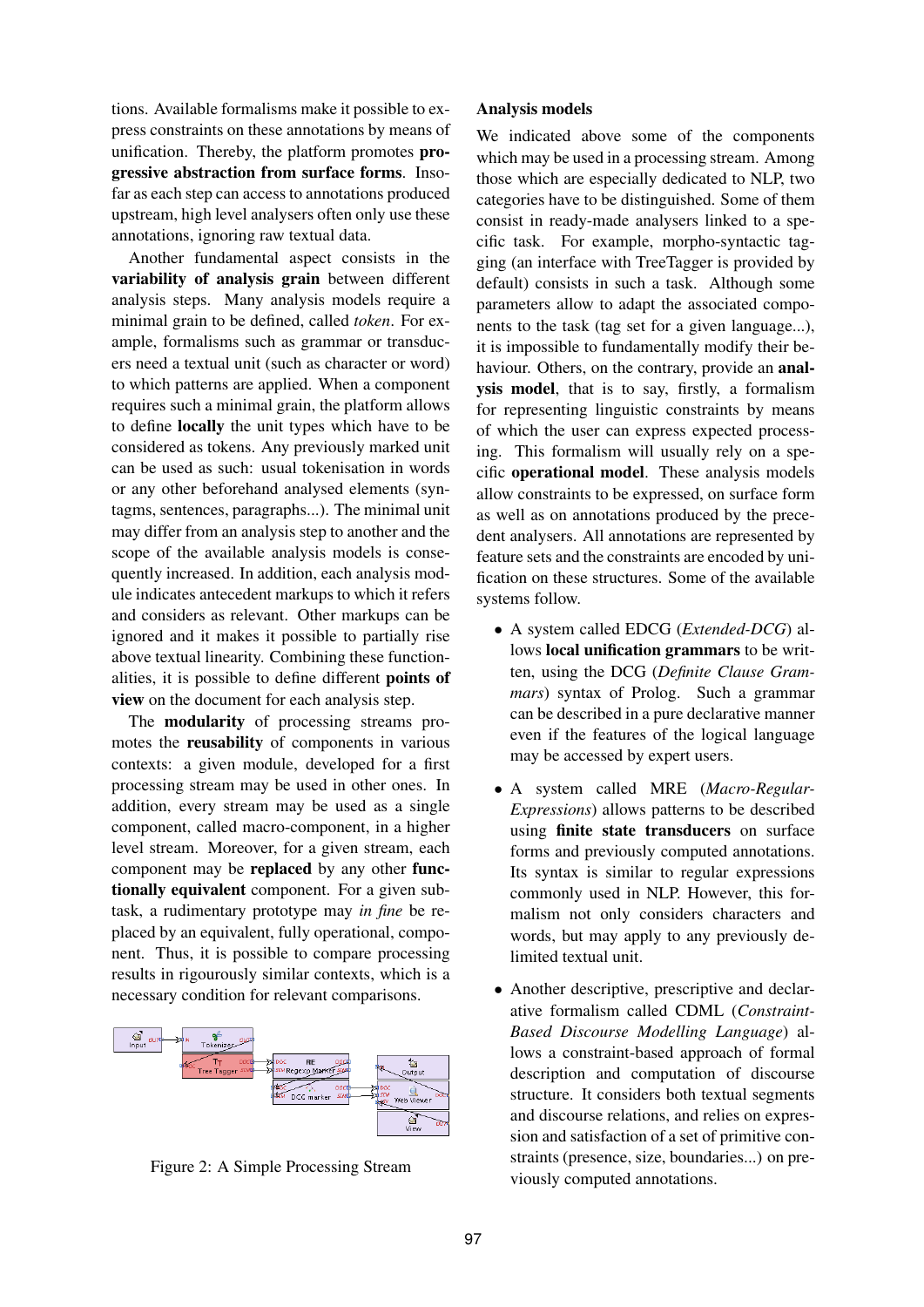tions. Available formalisms make it possible to express constraints on these annotations by means of unification. Thereby, the platform promotes **progressive abstraction from surface forms**. Insofar as each step can access to annotations produced upstream, high level analysers often only use these annotations, ignoring raw textual data.

Another fundamental aspect consists in the **variability of analysis grain** between different analysis steps. Many analysis models require a minimal grain to be defined, called *token*. For example, formalisms such as grammar or transducers need a textual unit (such as character or word) to which patterns are applied. When a component requires such a minimal grain, the platform allows to define **locally** the unit types which have to be considered as tokens. Any previously marked unit can be used as such: usual tokenisation in words or any other beforehand analysed elements (syntagms, sentences, paragraphs...). The minimal unit may differ from an analysis step to another and the scope of the available analysis models is consequently increased. In addition, each analysis module indicates antecedent markups to which it refers and considers as relevant. Other markups can be ignored and it makes it possible to partially rise above textual linearity. Combining these functionalities, it is possible to define different **points of view** on the document for each analysis step.

The **modularity** of processing streams promotes the **reusability** of components in various contexts: a given module, developed for a first processing stream may be used in other ones. In addition, every stream may be used as a single component, called macro-component, in a higher level stream. Moreover, for a given stream, each component may be **replaced** by any other **functionally equivalent** component. For a given subtask, a rudimentary prototype may *in fine* be replaced by an equivalent, fully operational, component. Thus, it is possible to compare processing results in rigourously similar contexts, which is a necessary condition for relevant comparisons.

Figure 2: A Simple Processing Stream

**Analysis models**

We indicated above some of the components which may be used in a processing stream. Among those which are especially dedicated to NLP, two categories have to be distinguished. Some of them consist in ready-made analysers linked to a specific task. For example, morpho-syntactic tagging (an interface with TreeTagger is provided by default) consists in such a task. Although some parameters allow to adapt the associated components to the task (tag set for a given language...), it is impossible to fundamentally modify their behaviour. Others, on the contrary, provide an **analysis model**, that is to say, firstly, a formalism for representing linguistic constraints by means of which the user can express expected processing. This formalism will usually rely on a specific **operational model**. These analysis models allow constraints to be expressed, on surface form as well as on annotations produced by the precedent analysers. All annotations are represented by feature sets and the constraints are encoded by unification on these structures. Some of the available systems follow.

- A system called EDCG (*Extended-DCG*) allows **local unification grammars** to be written, using the DCG (*Definite Clause Grammars*) syntax of Prolog. Such a grammar can be described in a pure declarative manner even if the features of the logical language may be accessed by expert users.
- A system called MRE (*Macro-Regular-Expressions*) allows patterns to be described using **finite state transducers** on surface forms and previously computed annotations. Its syntax is similar to regular expressions commonly used in NLP. However, this formalism not only considers characters and words, but may apply to any previously delimited textual unit.
- Another descriptive, prescriptive and declarative formalism called CDML (*Constraint-Based Discourse Modelling Language*) allows a constraint-based approach of formal description and computation of discourse structure. It considers both textual segments and discourse relations, and relies on expression and satisfaction of a set of primitive constraints (presence, size, boundaries...) on previously computed annotations.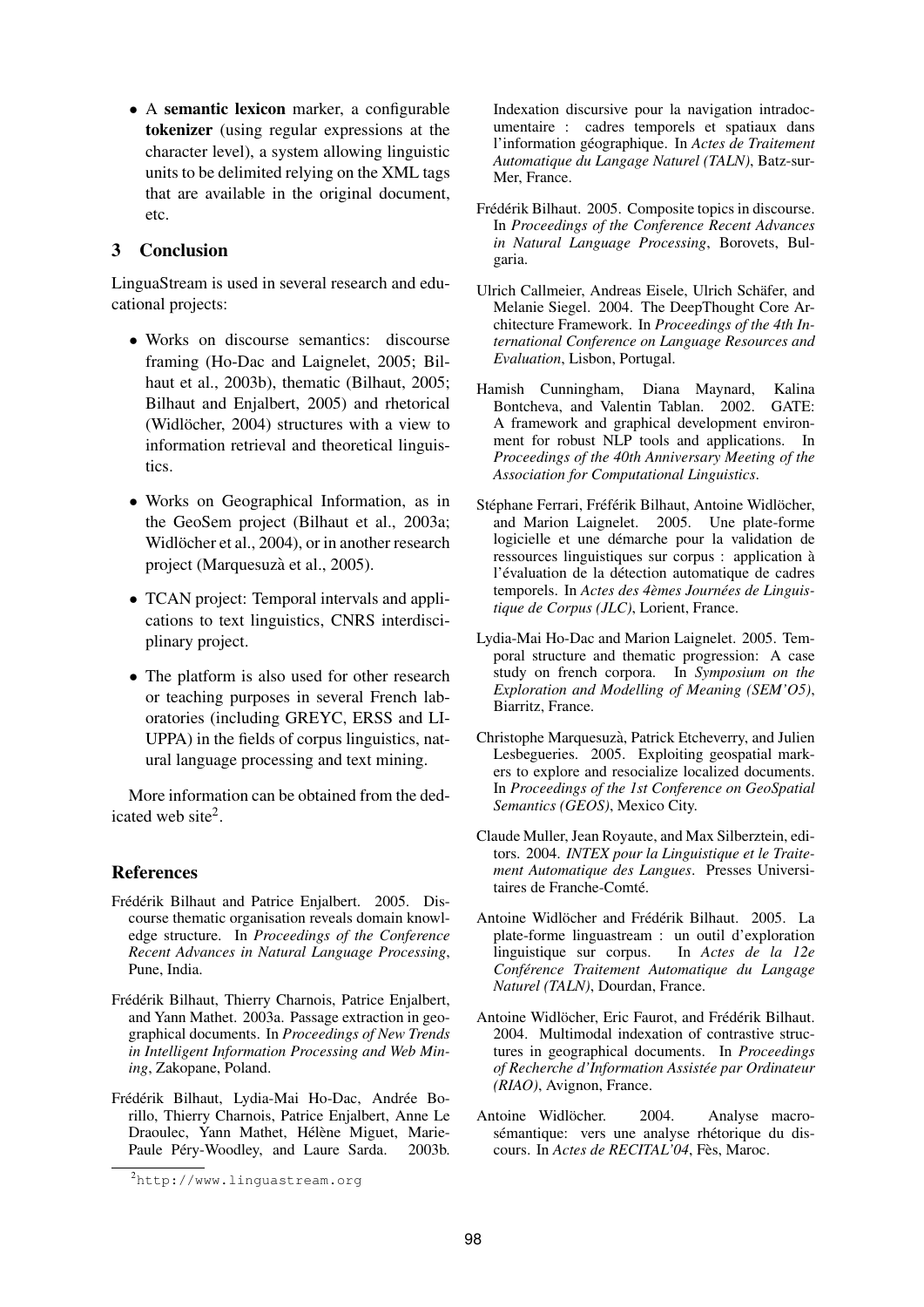- A **semantic lexicon** marker, a configurable **tokenizer** (using regular expressions at the character level), a system allowing linguistic units to be delimited relying on the XML tags that are available in the original document, etc.

## 3 Conclusion

LinguaStream is used in several research and educational projects:

- Works on discourse semantics: discourse framing (Ho-Dac and Laignelet, 2005; Bilhaut et al., 2003b), thematic (Bilhaut, 2005; Bilhaut and Enjalbert, 2005) and rhetorical (Widlöcher, 2004) structures with a view to information retrieval and theoretical linguistics.
- Works on Geographical Information, as in the GeoSem project (Bilhaut et al., 2003a; Widlöcher et al., 2004), or in another research project (Marquesuzà et al., 2005).
- TCAN project: Temporal intervals and applications to text linguistics, CNRS interdisciplinary project.
- The platform is also used for other research or teaching purposes in several French laboratories (including GREYC, ERSS and LIUPPA) in the fields of corpus linguistics, natural language processing and text mining.

More information can be obtained from the dedicated web site[2].

## References

Frédérik Bilhaut and Patrice Enjalbert. 2005. Discourse thematic organisation reveals domain knowledge structure. In *Proceedings of the Conference Recent Advances in Natural Language Processing*, Pune, India.

Frédérik Bilhaut, Thierry Charnois, Patrice Enjalbert, and Yann Mathet. 2003a. Passage extraction in geographical documents. In *Proceedings of New Trends in Intelligent Information Processing and Web Mining*, Zakopane, Poland.

Frédérik Bilhaut, Lydia-Mai Ho-Dac, Andrée Borillo, Thierry Charnois, Patrice Enjalbert, Anne Le Draoulec, Yann Mathet, Hélène Miguet, Marie-Paule Péry-Woodley, and Laure Sarda. 2003b. Indexation discursive pour la navigation intradocumentaire : cadres temporels et spatiaux dans l'information géographique. In *Actes de Traitement Automatique du Langage Naturel (TALN)*, Batz-sur-Mer, France.

Frédérik Bilhaut. 2005. Composite topics in discourse. In *Proceedings of the Conference Recent Advances in Natural Language Processing*, Borovets, Bulgaria.

Ulrich Callmeier, Andreas Eisele, Ulrich Schäfer, and Melanie Siegel. 2004. The DeepThought Core Architecture Framework. In *Proceedings of the 4th International Conference on Language Resources and Evaluation*, Lisbon, Portugal.

Hamish Cunningham, Diana Maynard, Kalina Bontcheva, and Valentin Tablan. 2002. GATE: A framework and graphical development environment for robust NLP tools and applications. In *Proceedings of the 40th Anniversary Meeting of the Association for Computational Linguistics*.

Stéphane Ferrari, Fréférik Bilhaut, Antoine Widlöcher, and Marion Laignelet. 2005. Une plate-forme logicielle et une démarche pour la validation de ressources linguistiques sur corpus : application à l'évaluation de la détection automatique de cadres temporels. In *Actes des 4èmes Journées de Linguistique de Corpus (JLC)*, Lorient, France.

Lydia-Mai Ho-Dac and Marion Laignelet. 2005. Temporal structure and thematic progression: A case study on french corpora. In *Symposium on the Exploration and Modelling of Meaning (SEM'O5)*, Biarritz, France.

Christophe Marquesuzà, Patrick Etcheverry, and Julien Lesbegueries. 2005. Exploiting geospatial markers to explore and resocialize localized documents. In *Proceedings of the 1st Conference on GeoSpatial Semantics (GEOS)*, Mexico City.

Claude Muller, Jean Royaute, and Max Silberztein, editors. 2004. *INTEX pour la Linguistique et le Traitement Automatique des Langues*. Presses Universitaires de Franche-Comté.

Antoine Widlöcher and Frédérik Bilhaut. 2005. La plate-forme linguastream : un outil d'exploration linguistique sur corpus. In *Actes de la 12e Conférence Traitement Automatique du Langage Naturel (TALN)*, Dourdan, France.

Antoine Widlöcher, Eric Faurot, and Frédérik Bilhaut. 2004. Multimodal indexation of contrastive structures in geographical documents. In *Proceedings of Recherche d'Information Assistée par Ordinateur (RIAO)*, Avignon, France.

Antoine Widlöcher. 2004. Analyse macro-sémantique: vers une analyse rhétorique du discours. In *Actes de RECITAL'04*, Fès, Maroc.

[2] http://www.linguastream.org